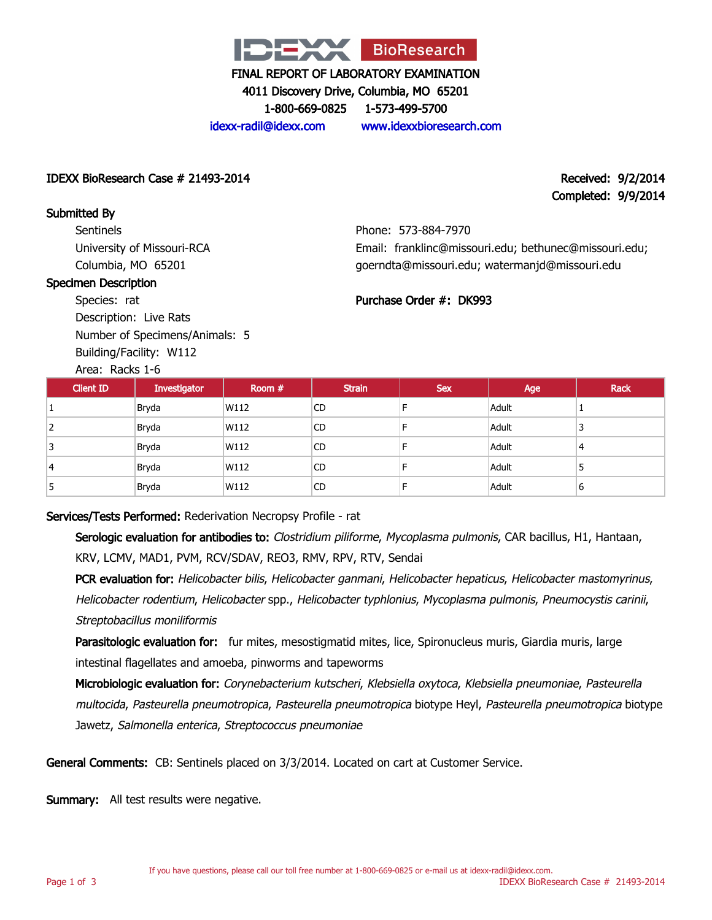# IDEXX BioResearch

**FINAL REPORT OF LABORATORY EXAMINATION**
4011 Discovery Drive, Columbia, MO 65201
1-800-669-0825 1-573-499-5700
idexx-radil@idexx.com www.idexxbioresearch.com

**IDEXX BioResearch Case # 21493-2014**

**Received:** 9/2/2014
**Completed:** 9/9/2014

**Submitted By**

Sentinels
University of Missouri-RCA
Columbia, MO 65201

Phone: 573-884-7970
Email: franklinc@missouri.edu; bethunec@missouri.edu; goerndta@missouri.edu; watermanjd@missouri.edu

**Specimen Description**

Species: rat
Description: Live Rats
Number of Specimens/Animals: 5
Building/Facility: W112
Area: Racks 1-6

**Purchase Order #:** DK993

| Client ID | Investigator | Room # | Strain | Sex | Age | Rack |
|---|---|---|---|---|---|---|
| 1 | Bryda | W112 | CD | F | Adult | 1 |
| 2 | Bryda | W112 | CD | F | Adult | 3 |
| 3 | Bryda | W112 | CD | F | Adult | 4 |
| 4 | Bryda | W112 | CD | F | Adult | 5 |
| 5 | Bryda | W112 | CD | F | Adult | 6 |

**Services/Tests Performed:** Rederivation Necropsy Profile - rat

**Serologic evaluation for antibodies to:** *Clostridium piliforme*, *Mycoplasma pulmonis*, CAR bacillus, H1, Hantaan, KRV, LCMV, MAD1, PVM, RCV/SDAV, REO3, RMV, RPV, RTV, Sendai

**PCR evaluation for:** *Helicobacter bilis*, *Helicobacter ganmani*, *Helicobacter hepaticus*, *Helicobacter mastomyrinus*, *Helicobacter rodentium*, *Helicobacter* spp., *Helicobacter typhlonius*, *Mycoplasma pulmonis*, *Pneumocystis carinii*, *Streptobacillus moniliformis*

**Parasitologic evaluation for:** fur mites, mesostigmatid mites, lice, Spironucleus muris, Giardia muris, large intestinal flagellates and amoeba, pinworms and tapeworms

**Microbiologic evaluation for:** *Corynebacterium kutscheri*, *Klebsiella oxytoca*, *Klebsiella pneumoniae*, *Pasteurella multocida*, *Pasteurella pneumotropica*, *Pasteurella pneumotropica* biotype Heyl, *Pasteurella pneumotropica* biotype Jawetz, *Salmonella enterica*, *Streptococcus pneumoniae*

**General Comments:** CB: Sentinels placed on 3/3/2014. Located on cart at Customer Service.

**Summary:** All test results were negative.

If you have questions, please call our toll free number at 1-800-669-0825 or e-mail us at idexx-radil@idexx.com.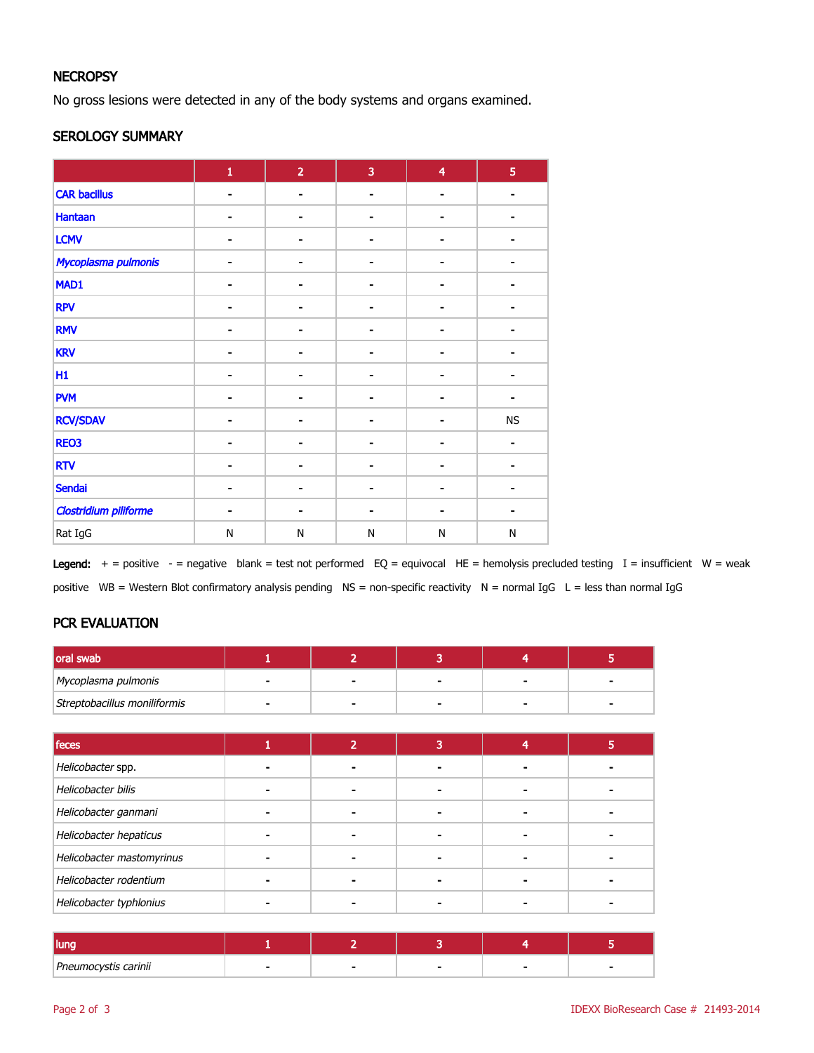## NECROPSY

No gross lesions were detected in any of the body systems and organs examined.

## SEROLOGY SUMMARY

| | 1 | 2 | 3 | 4 | 5 |
|---|---|---|---|---|---|
| CAR bacillus | - | - | - | - | - |
| Hantaan | - | - | - | - | - |
| LCMV | - | - | - | - | - |
| *Mycoplasma pulmonis* | - | - | - | - | - |
| MAD1 | - | - | - | - | - |
| RPV | - | - | - | - | - |
| RMV | - | - | - | - | - |
| KRV | - | - | - | - | - |
| H1 | - | - | - | - | - |
| PVM | - | - | - | - | - |
| RCV/SDAV | - | - | - | - | NS |
| REO3 | - | - | - | - | - |
| RTV | - | - | - | - | - |
| Sendai | - | - | - | - | - |
| *Clostridium piliforme* | - | - | - | - | - |
| Rat IgG | N | N | N | N | N |

**Legend:** + = positive - = negative blank = test not performed EQ = equivocal HE = hemolysis precluded testing I = insufficient W = weak positive WB = Western Blot confirmatory analysis pending NS = non-specific reactivity N = normal IgG L = less than normal IgG

## PCR EVALUATION

| oral swab | 1 | 2 | 3 | 4 | 5 |
|---|---|---|---|---|---|
| *Mycoplasma pulmonis* | - | - | - | - | - |
| *Streptobacillus moniliformis* | - | - | - | - | - |

| feces | 1 | 2 | 3 | 4 | 5 |
|---|---|---|---|---|---|
| *Helicobacter* spp. | - | - | - | - | - |
| *Helicobacter bilis* | - | - | - | - | - |
| *Helicobacter ganmani* | - | - | - | - | - |
| *Helicobacter hepaticus* | - | - | - | - | - |
| *Helicobacter mastomyrinus* | - | - | - | - | - |
| *Helicobacter rodentium* | - | - | - | - | - |
| *Helicobacter typhlonius* | - | - | - | - | - |

| lung | 1 | 2 | 3 | 4 | 5 |
|---|---|---|---|---|---|
| *Pneumocystis carinii* | - | - | - | - | - |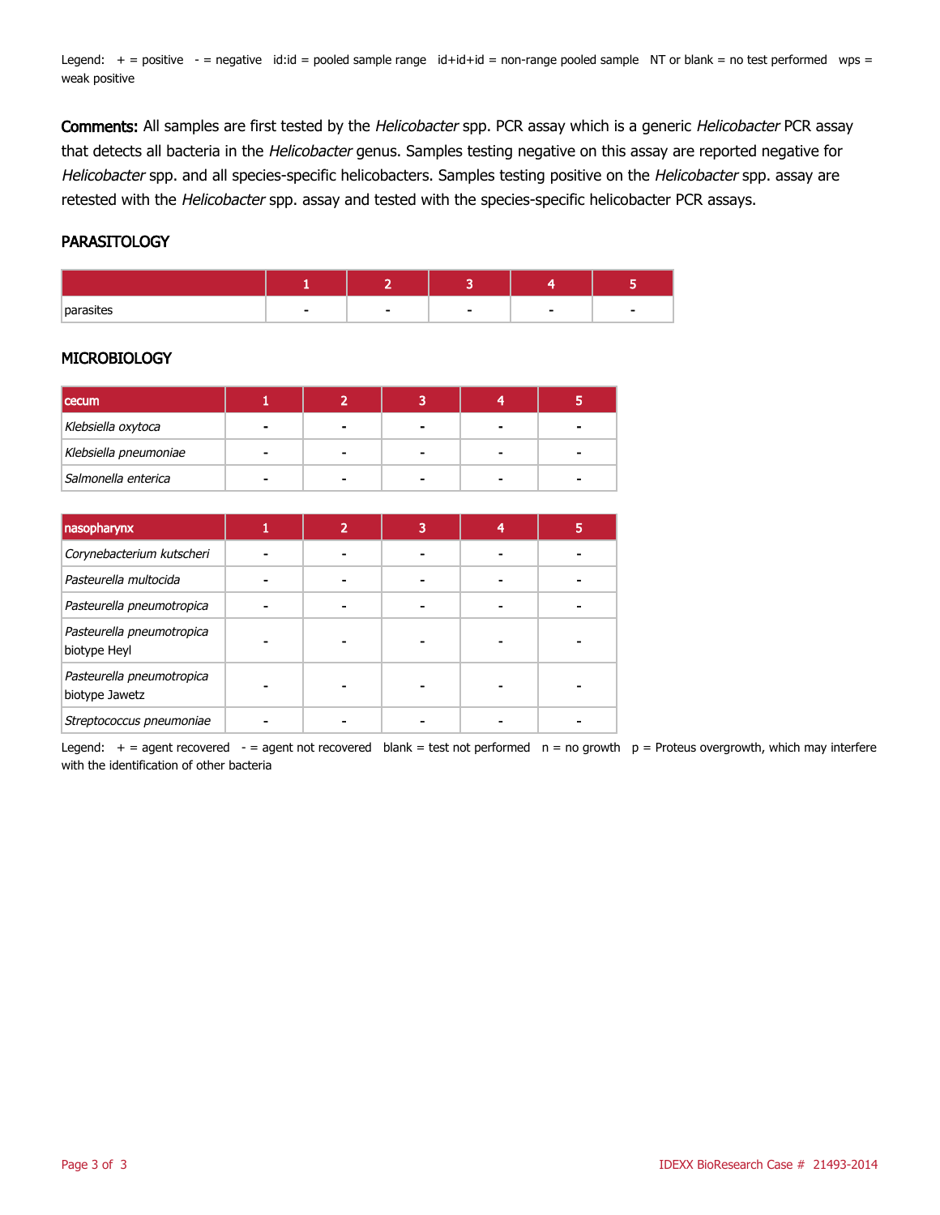Legend: + = positive - = negative id:id = pooled sample range id+id+id = non-range pooled sample NT or blank = no test performed wps = weak positive

**Comments:** All samples are first tested by the *Helicobacter* spp. PCR assay which is a generic *Helicobacter* PCR assay that detects all bacteria in the *Helicobacter* genus. Samples testing negative on this assay are reported negative for *Helicobacter* spp. and all species-specific helicobacters. Samples testing positive on the *Helicobacter* spp. assay are retested with the *Helicobacter* spp. assay and tested with the species-specific helicobacter PCR assays.

## PARASITOLOGY

| | 1 | 2 | 3 | 4 | 5 |
|---|---|---|---|---|---|
| parasites | - | - | - | - | - |

## MICROBIOLOGY

| cecum | 1 | 2 | 3 | 4 | 5 |
|---|---|---|---|---|---|
| *Klebsiella oxytoca* | - | - | - | - | - |
| *Klebsiella pneumoniae* | - | - | - | - | - |
| *Salmonella enterica* | - | - | - | - | - |

| nasopharynx | 1 | 2 | 3 | 4 | 5 |
|---|---|---|---|---|---|
| *Corynebacterium kutscheri* | - | - | - | - | - |
| *Pasteurella multocida* | - | - | - | - | - |
| *Pasteurella pneumotropica* | - | - | - | - | - |
| *Pasteurella pneumotropica* biotype Heyl | - | - | - | - | - |
| *Pasteurella pneumotropica* biotype Jawetz | - | - | - | - | - |
| *Streptococcus pneumoniae* | - | - | - | - | - |

Legend: + = agent recovered - = agent not recovered blank = test not performed n = no growth p = Proteus overgrowth, which may interfere with the identification of other bacteria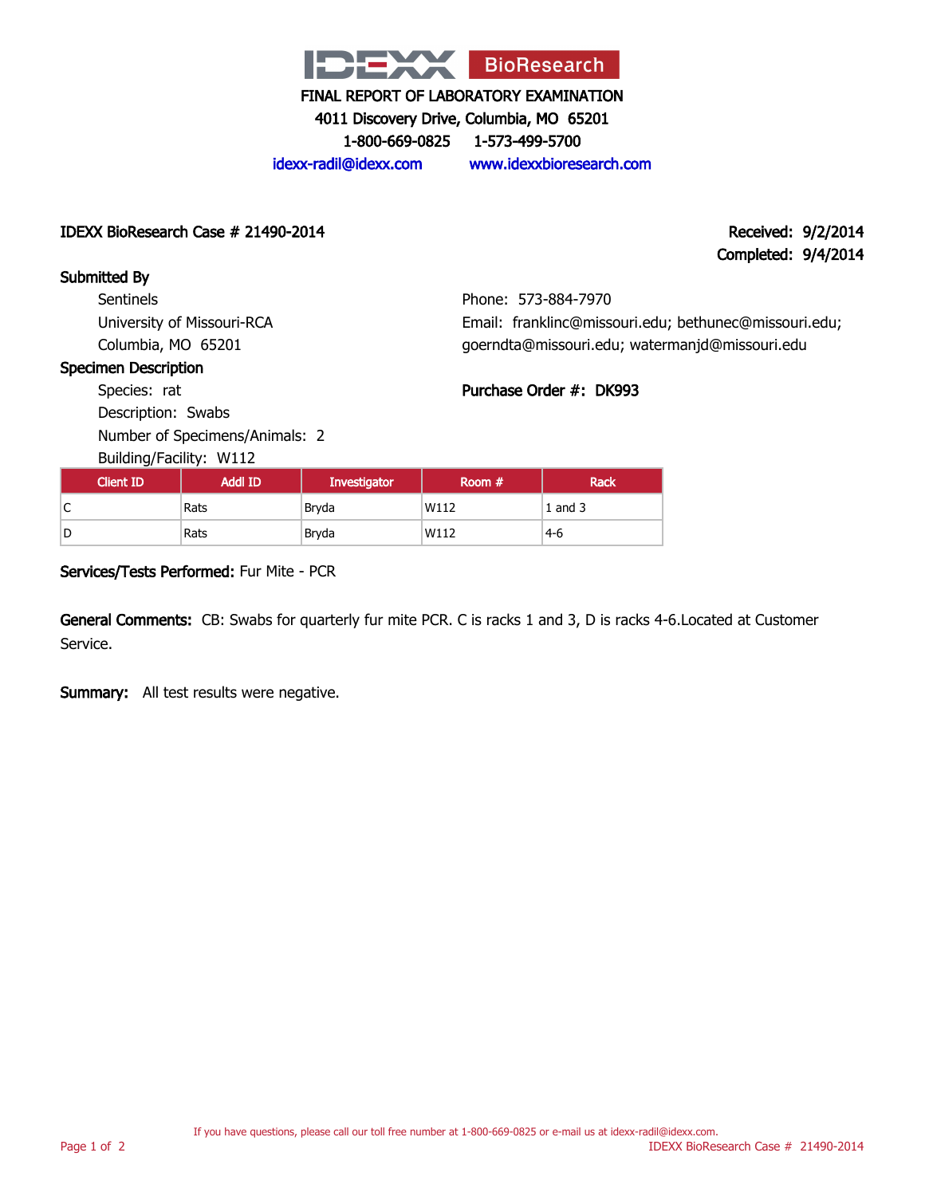IDEXX BioResearch

FINAL REPORT OF LABORATORY EXAMINATION
4011 Discovery Drive, Columbia, MO 65201
1-800-669-0825 1-573-499-5700
idexx-radil@idexx.com www.idexxbioresearch.com

**IDEXX BioResearch Case # 21490-2014**

**Received:** 9/2/2014
**Completed:** 9/4/2014

**Submitted By**

Sentinels
University of Missouri-RCA
Columbia, MO 65201

Phone: 573-884-7970
Email: franklinc@missouri.edu; bethunec@missouri.edu; goerndta@missouri.edu; watermanjd@missouri.edu

**Specimen Description**

Species: rat
Description: Swabs
Number of Specimens/Animals: 2
Building/Facility: W112

**Purchase Order #:** DK993

| Client ID | Addl ID | Investigator | Room # | Rack |
|---|---|---|---|---|
| C | Rats | Bryda | W112 | 1 and 3 |
| D | Rats | Bryda | W112 | 4-6 |

**Services/Tests Performed:** Fur Mite - PCR

**General Comments:** CB: Swabs for quarterly fur mite PCR. C is racks 1 and 3, D is racks 4-6.Located at Customer Service.

**Summary:** All test results were negative.

If you have questions, please call our toll free number at 1-800-669-0825 or e-mail us at idexx-radil@idexx.com.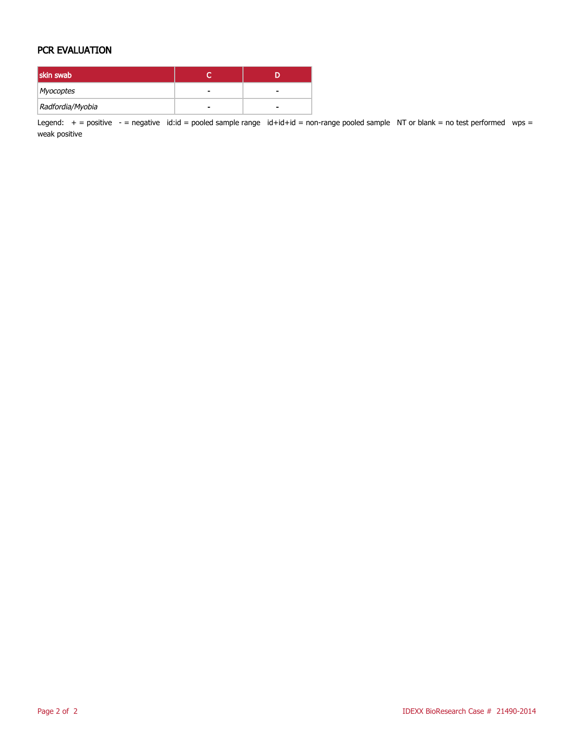## PCR EVALUATION

| skin swab | C | D |
|---|---|---|
| *Myocoptes* | - | - |
| *Radfordia/Myobia* | - | - |

Legend: + = positive - = negative id:id = pooled sample range id+id+id = non-range pooled sample NT or blank = no test performed wps = weak positive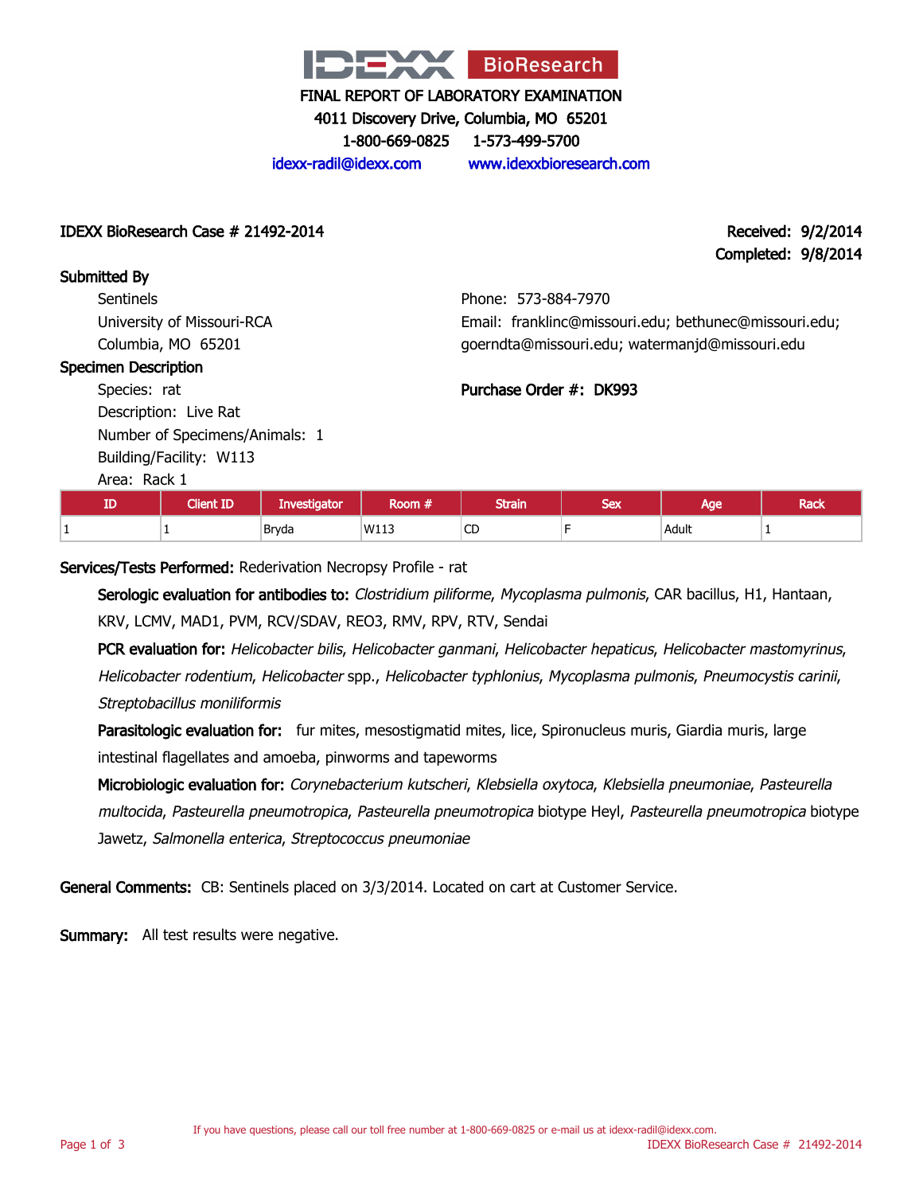IDEXX BioResearch

FINAL REPORT OF LABORATORY EXAMINATION

4011 Discovery Drive, Columbia, MO 65201

1-800-669-0825 1-573-499-5700

idexx-radil@idexx.com www.idexxbioresearch.com

**IDEXX BioResearch Case # 21492-2014**

**Received: 9/2/2014**
**Completed: 9/8/2014**

**Submitted By**

Sentinels
University of Missouri-RCA
Columbia, MO 65201

Phone: 573-884-7970
Email: franklinc@missouri.edu; bethunec@missouri.edu; goerndta@missouri.edu; watermanjd@missouri.edu

**Specimen Description**

Species: rat
Description: Live Rat
Number of Specimens/Animals: 1
Building/Facility: W113
Area: Rack 1

**Purchase Order #: DK993**

| ID | Client ID | Investigator | Room # | Strain | Sex | Age | Rack |
|---|---|---|---|---|---|---|---|
| 1 | 1 | Bryda | W113 | CD | F | Adult | 1 |

**Services/Tests Performed:** Rederivation Necropsy Profile - rat

**Serologic evaluation for antibodies to:** *Clostridium piliforme*, *Mycoplasma pulmonis*, CAR bacillus, H1, Hantaan, KRV, LCMV, MAD1, PVM, RCV/SDAV, REO3, RMV, RPV, RTV, Sendai

**PCR evaluation for:** *Helicobacter bilis*, *Helicobacter ganmani*, *Helicobacter hepaticus*, *Helicobacter mastomyrinus*, *Helicobacter rodentium*, *Helicobacter* spp., *Helicobacter typhlonius*, *Mycoplasma pulmonis*, *Pneumocystis carinii*, *Streptobacillus moniliformis*

**Parasitologic evaluation for:** fur mites, mesostigmatid mites, lice, Spironucleus muris, Giardia muris, large intestinal flagellates and amoeba, pinworms and tapeworms

**Microbiologic evaluation for:** *Corynebacterium kutscheri*, *Klebsiella oxytoca*, *Klebsiella pneumoniae*, *Pasteurella multocida*, *Pasteurella pneumotropica*, *Pasteurella pneumotropica* biotype Heyl, *Pasteurella pneumotropica* biotype Jawetz, *Salmonella enterica*, *Streptococcus pneumoniae*

**General Comments:** CB: Sentinels placed on 3/3/2014. Located on cart at Customer Service.

**Summary:** All test results were negative.

If you have questions, please call our toll free number at 1-800-669-0825 or e-mail us at idexx-radil@idexx.com.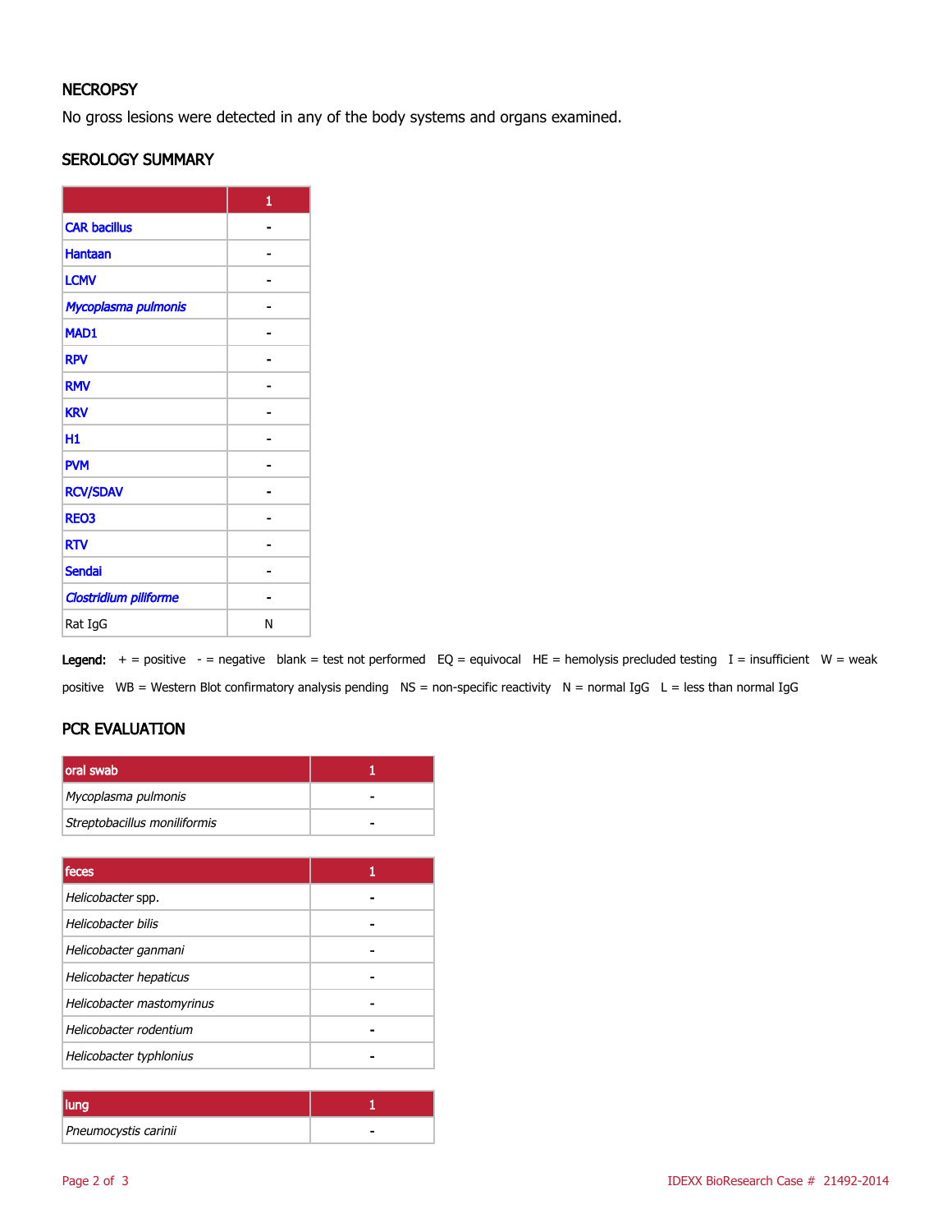## NECROPSY

No gross lesions were detected in any of the body systems and organs examined.

## SEROLOGY SUMMARY

| | 1 |
|---|---|
| CAR bacillus | - |
| Hantaan | - |
| LCMV | - |
| *Mycoplasma pulmonis* | - |
| MAD1 | - |
| RPV | - |
| RMV | - |
| KRV | - |
| H1 | - |
| PVM | - |
| RCV/SDAV | - |
| REO3 | - |
| RTV | - |
| Sendai | - |
| *Clostridium piliforme* | - |
| Rat IgG | N |

**Legend:** + = positive - = negative blank = test not performed EQ = equivocal HE = hemolysis precluded testing I = insufficient W = weak positive WB = Western Blot confirmatory analysis pending NS = non-specific reactivity N = normal IgG L = less than normal IgG

## PCR EVALUATION

| oral swab | 1 |
|---|---|
| *Mycoplasma pulmonis* | - |
| *Streptobacillus moniliformis* | - |

| feces | 1 |
|---|---|
| *Helicobacter* spp. | - |
| *Helicobacter bilis* | - |
| *Helicobacter ganmani* | - |
| *Helicobacter hepaticus* | - |
| *Helicobacter mastomyrinus* | - |
| *Helicobacter rodentium* | - |
| *Helicobacter typhlonius* | - |

| lung | 1 |
|---|---|
| *Pneumocystis carinii* | - |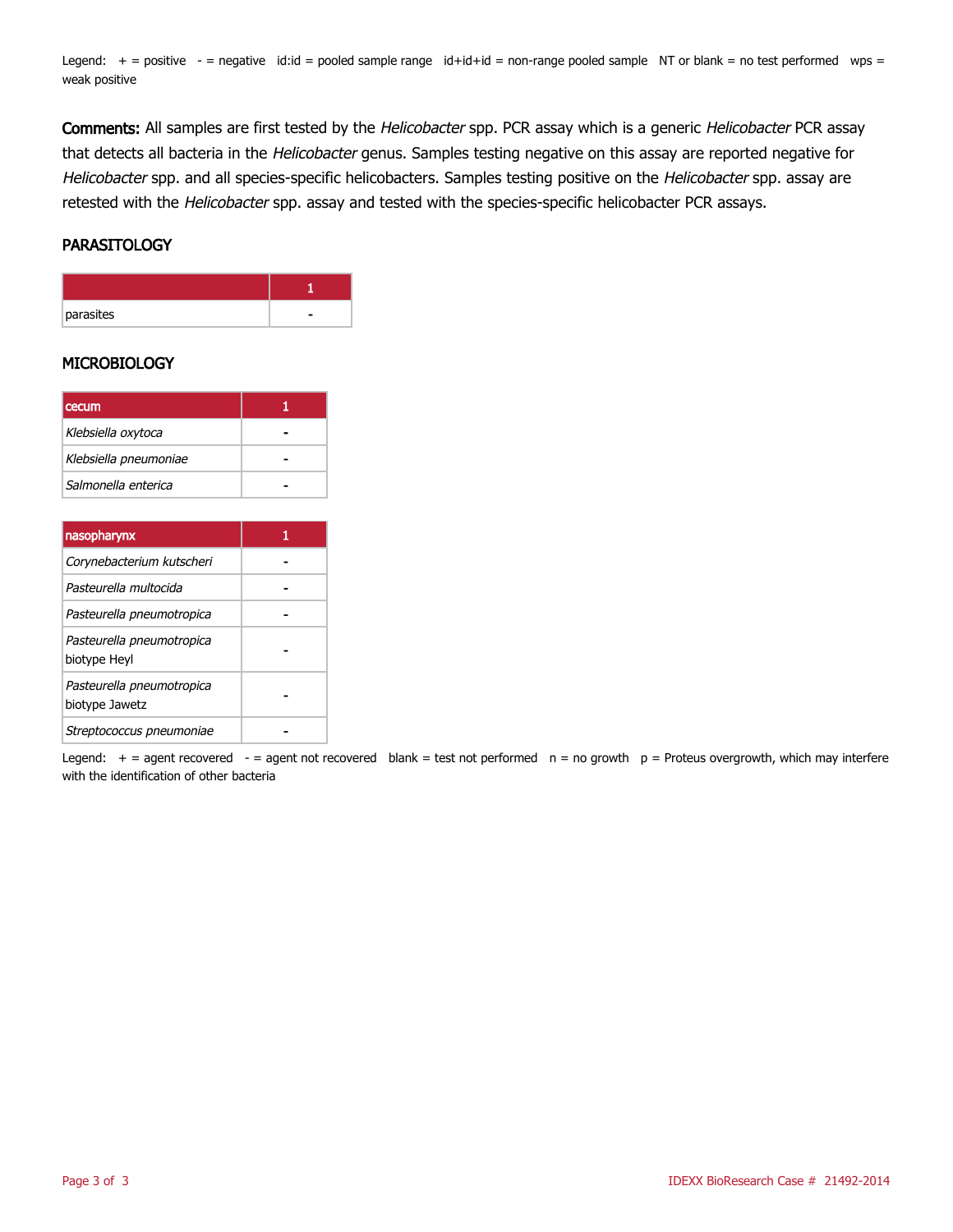Legend: + = positive - = negative id:id = pooled sample range id+id+id = non-range pooled sample NT or blank = no test performed wps = weak positive

**Comments:** All samples are first tested by the *Helicobacter* spp. PCR assay which is a generic *Helicobacter* PCR assay that detects all bacteria in the *Helicobacter* genus. Samples testing negative on this assay are reported negative for *Helicobacter* spp. and all species-specific helicobacters. Samples testing positive on the *Helicobacter* spp. assay are retested with the *Helicobacter* spp. assay and tested with the species-specific helicobacter PCR assays.

## PARASITOLOGY

| | 1 |
|---|---|
| parasites | - |

## MICROBIOLOGY

| cecum | 1 |
|---|---|
| *Klebsiella oxytoca* | - |
| *Klebsiella pneumoniae* | - |
| *Salmonella enterica* | - |

| nasopharynx | 1 |
|---|---|
| *Corynebacterium kutscheri* | - |
| *Pasteurella multocida* | - |
| *Pasteurella pneumotropica* | - |
| *Pasteurella pneumotropica* biotype Heyl | - |
| *Pasteurella pneumotropica* biotype Jawetz | - |
| *Streptococcus pneumoniae* | - |

Legend: + = agent recovered - = agent not recovered blank = test not performed n = no growth p = Proteus overgrowth, which may interfere with the identification of other bacteria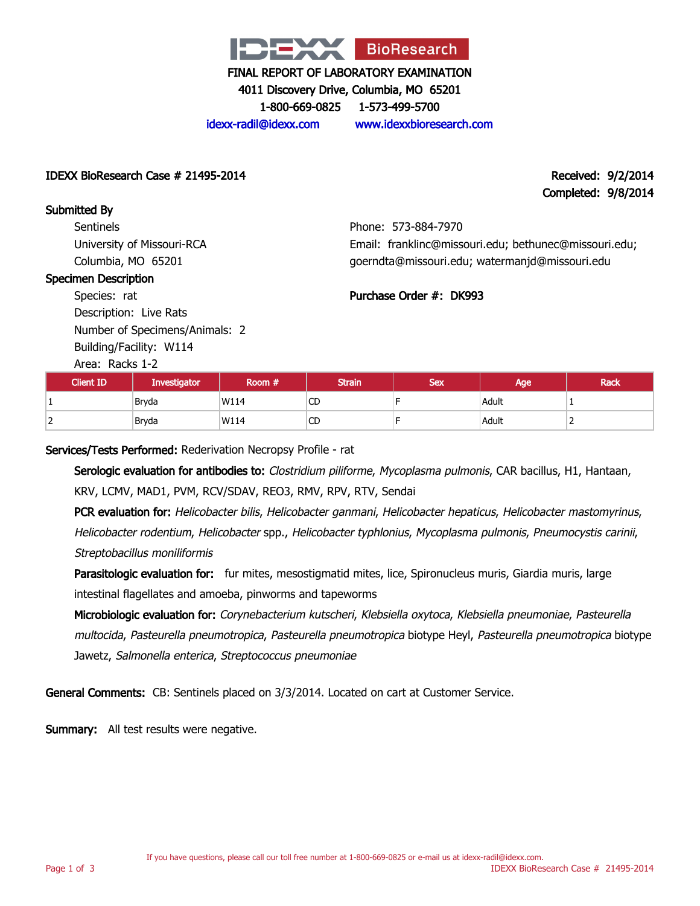IDEXX BioResearch

FINAL REPORT OF LABORATORY EXAMINATION

4011 Discovery Drive, Columbia, MO 65201

1-800-669-0825 1-573-499-5700

idexx-radil@idexx.com www.idexxbioresearch.com

**IDEXX BioResearch Case # 21495-2014**

**Received: 9/2/2014**
**Completed: 9/8/2014**

**Submitted By**

Sentinels
University of Missouri-RCA
Columbia, MO 65201

Phone: 573-884-7970
Email: franklinc@missouri.edu; bethunec@missouri.edu; goerndta@missouri.edu; watermanjd@missouri.edu

**Specimen Description**

Species: rat
Description: Live Rats
Number of Specimens/Animals: 2
Building/Facility: W114
Area: Racks 1-2

**Purchase Order #: DK993**

| Client ID | Investigator | Room # | Strain | Sex | Age | Rack |
|---|---|---|---|---|---|---|
| 1 | Bryda | W114 | CD | F | Adult | 1 |
| 2 | Bryda | W114 | CD | F | Adult | 2 |

**Services/Tests Performed:** Rederivation Necropsy Profile - rat

**Serologic evaluation for antibodies to:** *Clostridium piliforme*, *Mycoplasma pulmonis*, CAR bacillus, H1, Hantaan, KRV, LCMV, MAD1, PVM, RCV/SDAV, REO3, RMV, RPV, RTV, Sendai

**PCR evaluation for:** *Helicobacter bilis*, *Helicobacter ganmani*, *Helicobacter hepaticus*, *Helicobacter mastomyrinus*, *Helicobacter rodentium*, *Helicobacter* spp., *Helicobacter typhlonius*, *Mycoplasma pulmonis*, *Pneumocystis carinii*, *Streptobacillus moniliformis*

**Parasitologic evaluation for:** fur mites, mesostigmatid mites, lice, Spironucleus muris, Giardia muris, large intestinal flagellates and amoeba, pinworms and tapeworms

**Microbiologic evaluation for:** *Corynebacterium kutscheri*, *Klebsiella oxytoca*, *Klebsiella pneumoniae*, *Pasteurella multocida*, *Pasteurella pneumotropica*, *Pasteurella pneumotropica* biotype Heyl, *Pasteurella pneumotropica* biotype Jawetz, *Salmonella enterica*, *Streptococcus pneumoniae*

**General Comments:** CB: Sentinels placed on 3/3/2014. Located on cart at Customer Service.

**Summary:** All test results were negative.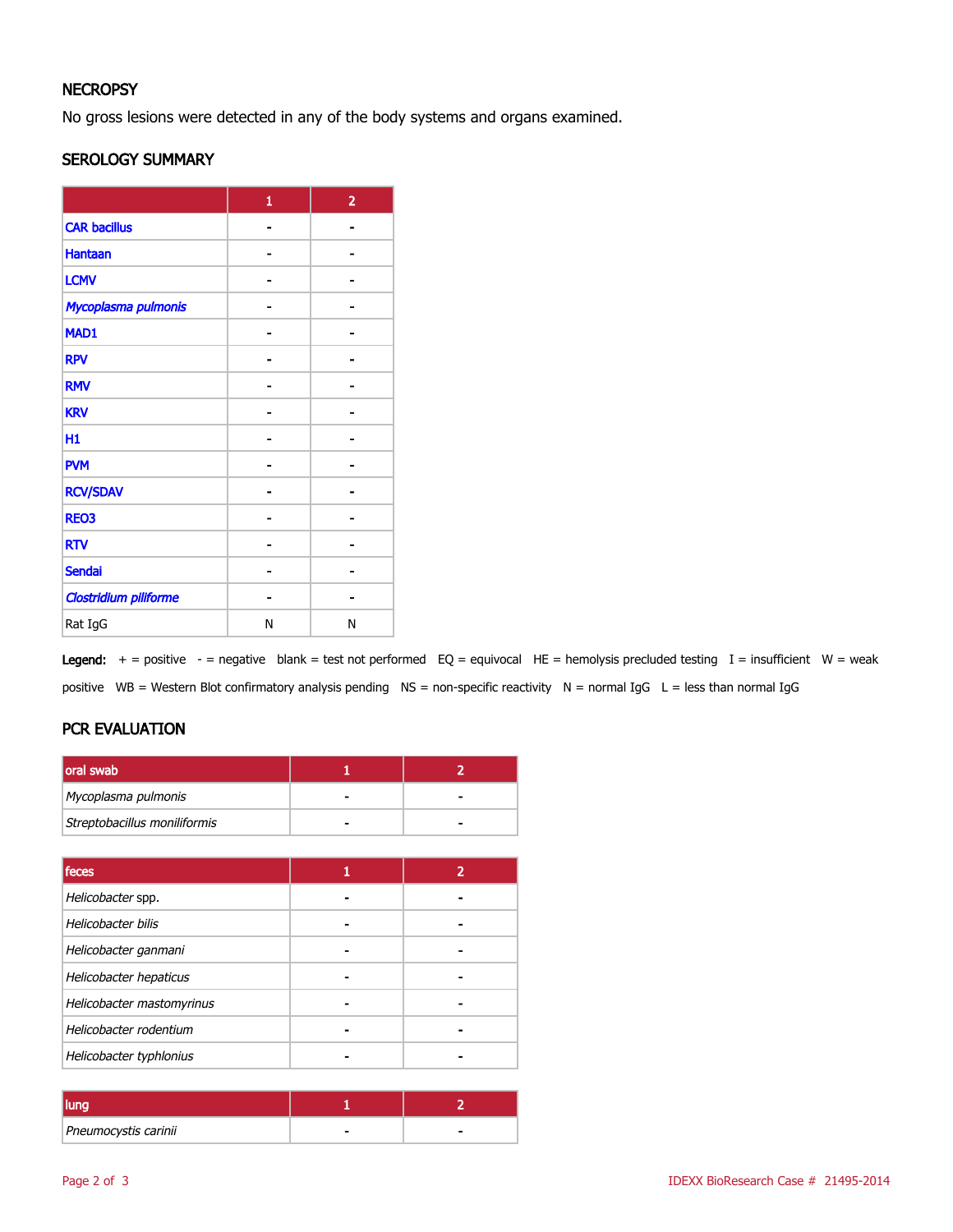## NECROPSY

No gross lesions were detected in any of the body systems and organs examined.

## SEROLOGY SUMMARY

| | 1 | 2 |
|---|---|---|
| CAR bacillus | - | - |
| Hantaan | - | - |
| LCMV | - | - |
| *Mycoplasma pulmonis* | - | - |
| MAD1 | - | - |
| RPV | - | - |
| RMV | - | - |
| KRV | - | - |
| H1 | - | - |
| PVM | - | - |
| RCV/SDAV | - | - |
| REO3 | - | - |
| RTV | - | - |
| Sendai | - | - |
| *Clostridium piliforme* | - | - |
| Rat IgG | N | N |

**Legend:** + = positive - = negative blank = test not performed EQ = equivocal HE = hemolysis precluded testing I = insufficient W = weak positive WB = Western Blot confirmatory analysis pending NS = non-specific reactivity N = normal IgG L = less than normal IgG

## PCR EVALUATION

| oral swab | 1 | 2 |
|---|---|---|
| *Mycoplasma pulmonis* | - | - |
| *Streptobacillus moniliformis* | - | - |

| feces | 1 | 2 |
|---|---|---|
| *Helicobacter* spp. | - | - |
| *Helicobacter bilis* | - | - |
| *Helicobacter ganmani* | - | - |
| *Helicobacter hepaticus* | - | - |
| *Helicobacter mastomyrinus* | - | - |
| *Helicobacter rodentium* | - | - |
| *Helicobacter typhlonius* | - | - |

| lung | 1 | 2 |
|---|---|---|
| *Pneumocystis carinii* | - | - |

IDEXX BioResearch Case # 21495-2014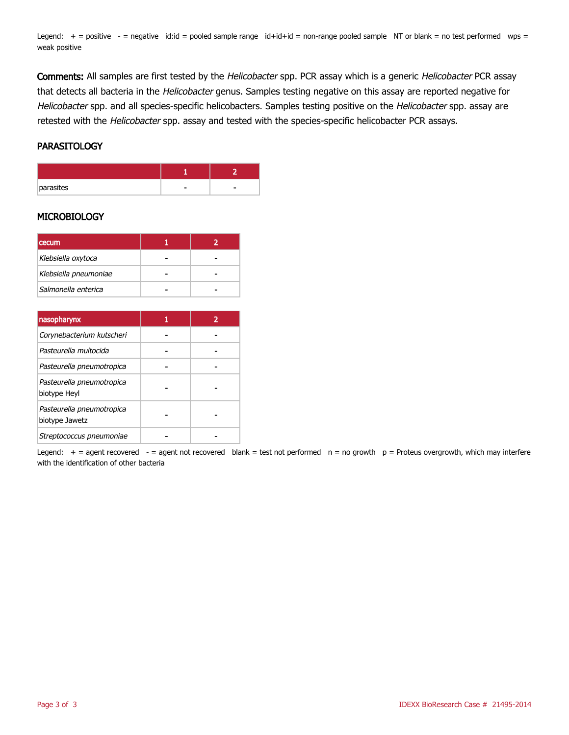Legend: + = positive - = negative id:id = pooled sample range id+id+id = non-range pooled sample NT or blank = no test performed wps = weak positive

**Comments:** All samples are first tested by the *Helicobacter* spp. PCR assay which is a generic *Helicobacter* PCR assay that detects all bacteria in the *Helicobacter* genus. Samples testing negative on this assay are reported negative for *Helicobacter* spp. and all species-specific helicobacters. Samples testing positive on the *Helicobacter* spp. assay are retested with the *Helicobacter* spp. assay and tested with the species-specific helicobacter PCR assays.

## PARASITOLOGY

| | 1 | 2 |
|---|---|---|
| parasites | - | - |

## MICROBIOLOGY

| cecum | 1 | 2 |
|---|---|---|
| *Klebsiella oxytoca* | - | - |
| *Klebsiella pneumoniae* | - | - |
| *Salmonella enterica* | - | - |

| nasopharynx | 1 | 2 |
|---|---|---|
| *Corynebacterium kutscheri* | - | - |
| *Pasteurella multocida* | - | - |
| *Pasteurella pneumotropica* | - | - |
| *Pasteurella pneumotropica* biotype Heyl | - | - |
| *Pasteurella pneumotropica* biotype Jawetz | - | - |
| *Streptococcus pneumoniae* | - | - |

Legend: + = agent recovered - = agent not recovered blank = test not performed n = no growth p = Proteus overgrowth, which may interfere with the identification of other bacteria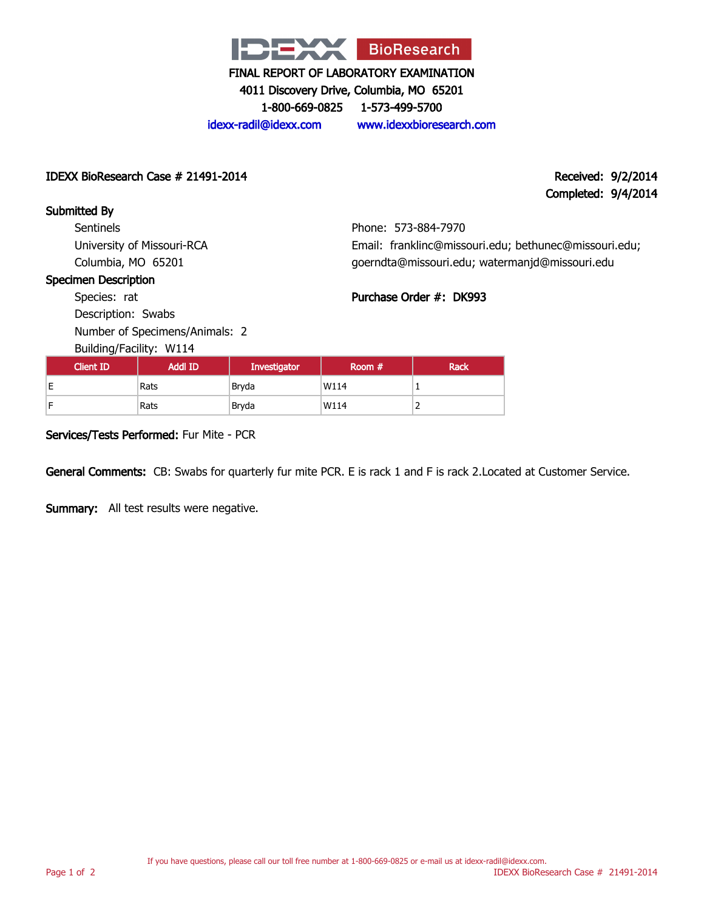IDEXX BioResearch

FINAL REPORT OF LABORATORY EXAMINATION

4011 Discovery Drive, Columbia, MO 65201

1-800-669-0825 1-573-499-5700

idexx-radil@idexx.com www.idexxbioresearch.com

**IDEXX BioResearch Case # 21491-2014**

**Received: 9/2/2014**
**Completed: 9/4/2014**

**Submitted By**

Sentinels
University of Missouri-RCA
Columbia, MO 65201

Phone: 573-884-7970
Email: franklinc@missouri.edu; bethunec@missouri.edu; goerndta@missouri.edu; watermanjd@missouri.edu

**Specimen Description**

Species: rat
Description: Swabs
Number of Specimens/Animals: 2
Building/Facility: W114

**Purchase Order #: DK993**

| Client ID | Addl ID | Investigator | Room # | Rack |
|---|---|---|---|---|
| E | Rats | Bryda | W114 | 1 |
| F | Rats | Bryda | W114 | 2 |

**Services/Tests Performed:** Fur Mite - PCR

**General Comments:** CB: Swabs for quarterly fur mite PCR. E is rack 1 and F is rack 2.Located at Customer Service.

**Summary:** All test results were negative.

If you have questions, please call our toll free number at 1-800-669-0825 or e-mail us at idexx-radil@idexx.com.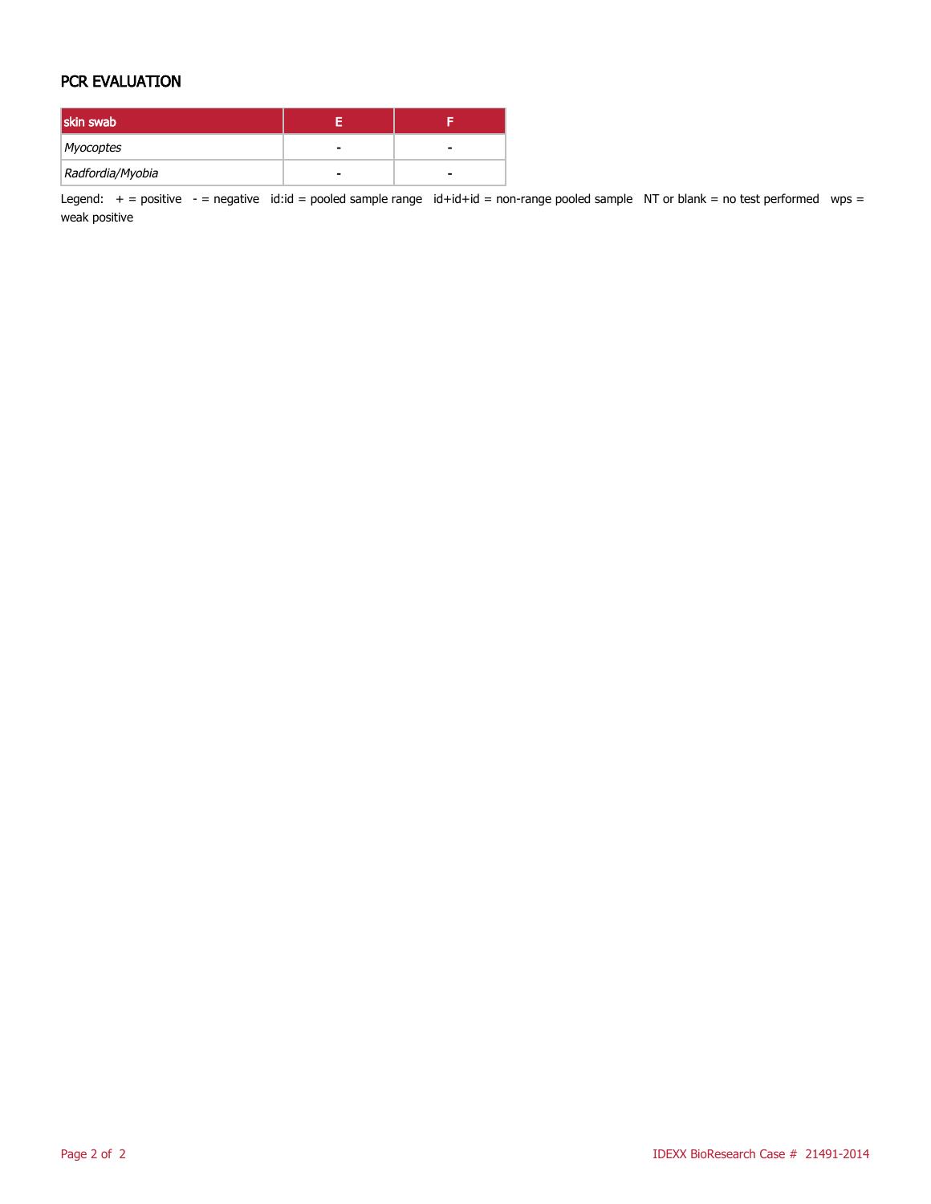## PCR EVALUATION

| skin swab | E | F |
|---|---|---|
| *Myocoptes* | - | - |
| *Radfordia/Myobia* | - | - |

Legend: + = positive - = negative id:id = pooled sample range id+id+id = non-range pooled sample NT or blank = no test performed wps = weak positive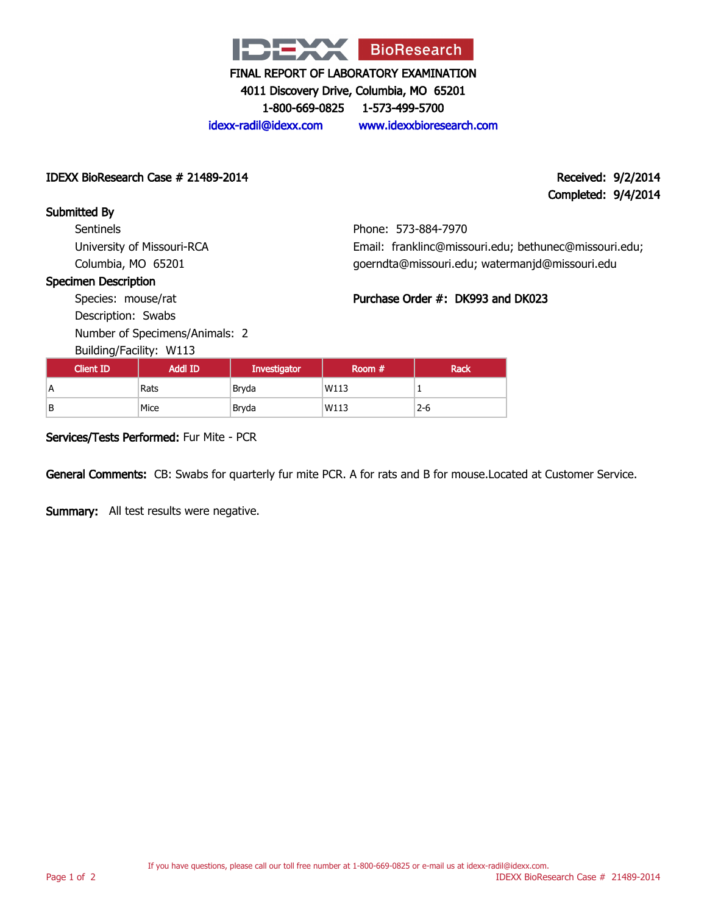IDEXX BioResearch

FINAL REPORT OF LABORATORY EXAMINATION

4011 Discovery Drive, Columbia, MO 65201

1-800-669-0825 1-573-499-5700

idexx-radil@idexx.com www.idexxbioresearch.com

**IDEXX BioResearch Case # 21489-2014**

**Received: 9/2/2014**

**Completed: 9/4/2014**

**Submitted By**

Sentinels
University of Missouri-RCA
Columbia, MO 65201

Phone: 573-884-7970
Email: franklinc@missouri.edu; bethunec@missouri.edu; goerndta@missouri.edu; watermanjd@missouri.edu

**Specimen Description**

Species: mouse/rat
Description: Swabs
Number of Specimens/Animals: 2
Building/Facility: W113

**Purchase Order #: DK993 and DK023**

| Client ID | Addl ID | Investigator | Room # | Rack |
|---|---|---|---|---|
| A | Rats | Bryda | W113 | 1 |
| B | Mice | Bryda | W113 | 2-6 |

**Services/Tests Performed:** Fur Mite - PCR

**General Comments:** CB: Swabs for quarterly fur mite PCR. A for rats and B for mouse.Located at Customer Service.

**Summary:** All test results were negative.

If you have questions, please call our toll free number at 1-800-669-0825 or e-mail us at idexx-radil@idexx.com.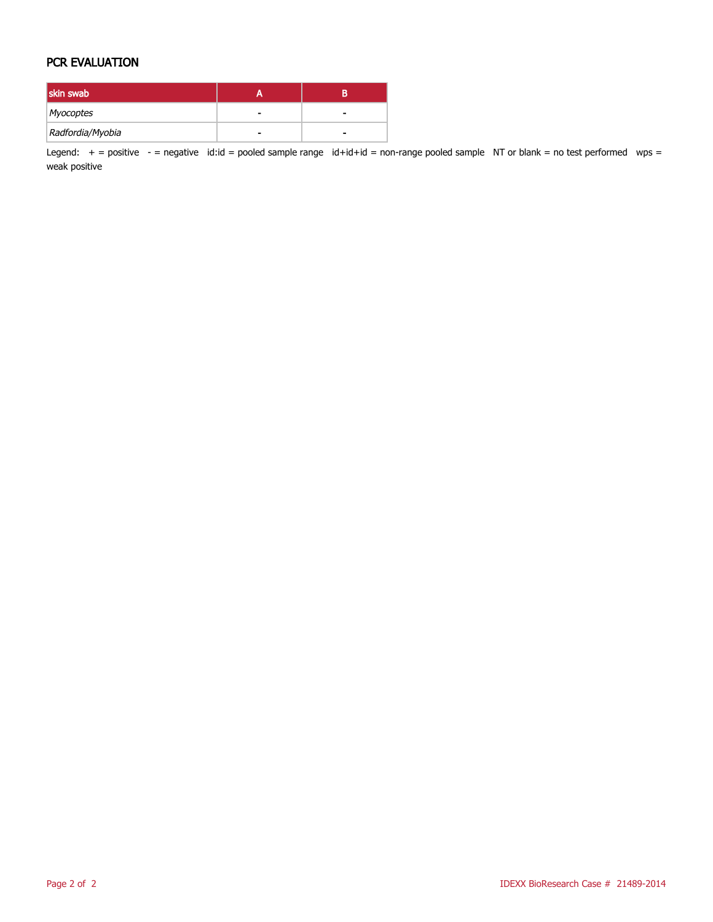## PCR EVALUATION

| skin swab | A | B |
|---|---|---|
| *Myocoptes* | - | - |
| *Radfordia/Myobia* | - | - |

Legend: + = positive - = negative id:id = pooled sample range id+id+id = non-range pooled sample NT or blank = no test performed wps = weak positive